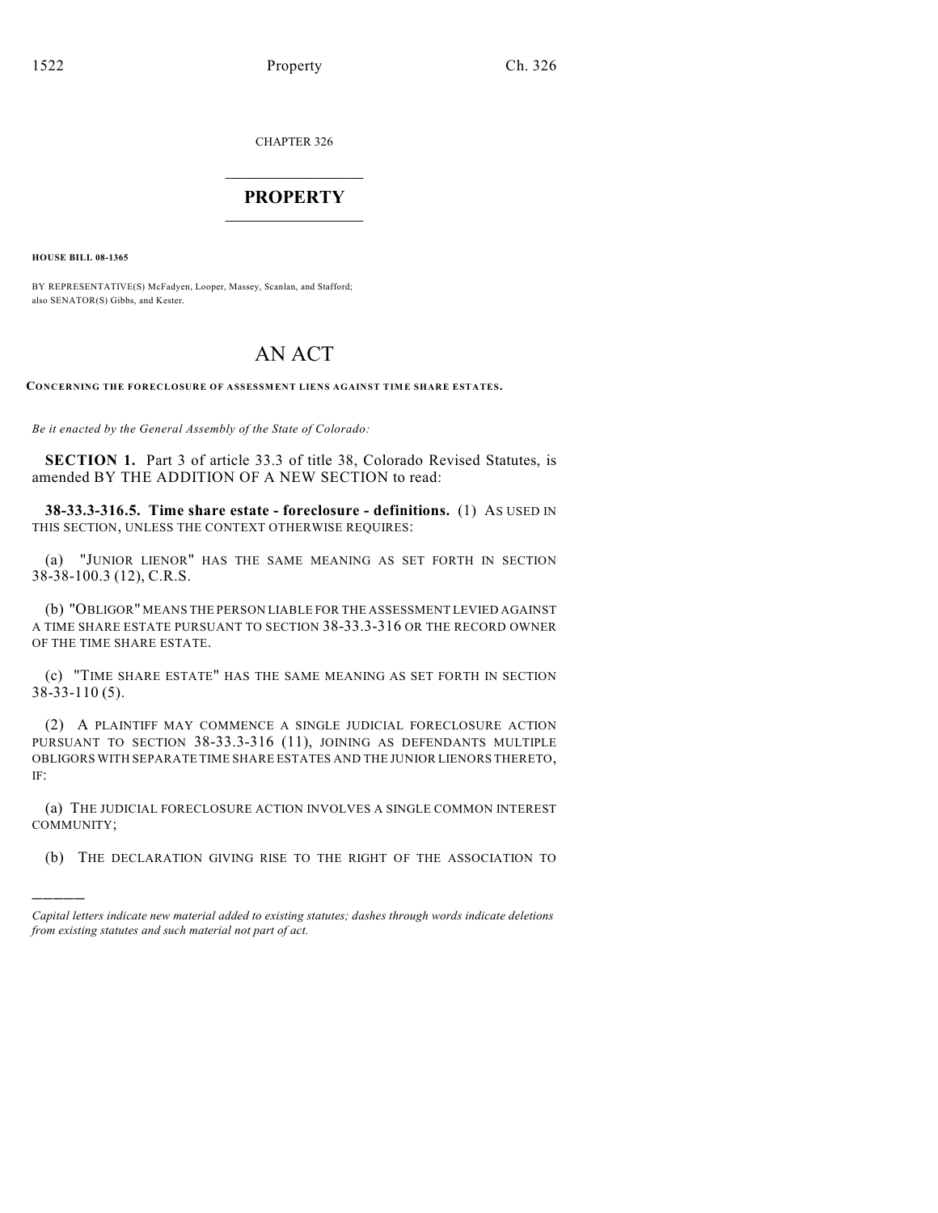CHAPTER 326

# PROPERTY

**HOUSE BILL 08-1365**

BY REPRESENTATIVE(S) McFadyen, Looper, Massey, Scanlan, and Stafford; also SENATOR(S) Gibbs, and Kester.

# AN ACT

**CONCERNING THE FORECLOSURE OF ASSESSMENT LIENS AGAINST TIME SHARE ESTATES.**

*Be it enacted by the General Assembly of the State of Colorado:*

**SECTION 1.** Part 3 of article 33.3 of title 38, Colorado Revised Statutes, is amended BY THE ADDITION OF A NEW SECTION to read:

**38-33.3-316.5. Time share estate - foreclosure - definitions.** (1) AS USED IN THIS SECTION, UNLESS THE CONTEXT OTHERWISE REQUIRES:

(a) "JUNIOR LIENOR" HAS THE SAME MEANING AS SET FORTH IN SECTION 38-38-100.3 (12), C.R.S.

(b) "OBLIGOR" MEANS THE PERSON LIABLE FOR THE ASSESSMENT LEVIED AGAINST A TIME SHARE ESTATE PURSUANT TO SECTION 38-33.3-316 OR THE RECORD OWNER OF THE TIME SHARE ESTATE.

(c) "TIME SHARE ESTATE" HAS THE SAME MEANING AS SET FORTH IN SECTION 38-33-110 (5).

(2) A PLAINTIFF MAY COMMENCE A SINGLE JUDICIAL FORECLOSURE ACTION PURSUANT TO SECTION 38-33.3-316 (11), JOINING AS DEFENDANTS MULTIPLE OBLIGORS WITH SEPARATE TIME SHARE ESTATES AND THE JUNIOR LIENORS THERETO, IF:

(a) THE JUDICIAL FORECLOSURE ACTION INVOLVES A SINGLE COMMON INTEREST COMMUNITY;

(b) THE DECLARATION GIVING RISE TO THE RIGHT OF THE ASSOCIATION TO

---

*Capital letters indicate new material added to existing statutes; dashes through words indicate deletions from existing statutes and such material not part of act.*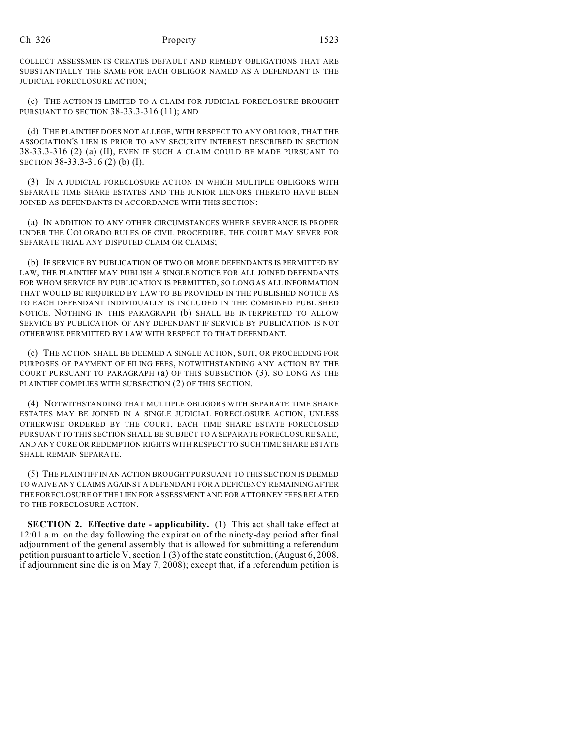COLLECT ASSESSMENTS CREATES DEFAULT AND REMEDY OBLIGATIONS THAT ARE SUBSTANTIALLY THE SAME FOR EACH OBLIGOR NAMED AS A DEFENDANT IN THE JUDICIAL FORECLOSURE ACTION;

(c) THE ACTION IS LIMITED TO A CLAIM FOR JUDICIAL FORECLOSURE BROUGHT PURSUANT TO SECTION 38-33.3-316 (11); AND

(d) THE PLAINTIFF DOES NOT ALLEGE, WITH RESPECT TO ANY OBLIGOR, THAT THE ASSOCIATION'S LIEN IS PRIOR TO ANY SECURITY INTEREST DESCRIBED IN SECTION 38-33.3-316 (2) (a) (II), EVEN IF SUCH A CLAIM COULD BE MADE PURSUANT TO SECTION 38-33.3-316 (2) (b) (I).

(3) IN A JUDICIAL FORECLOSURE ACTION IN WHICH MULTIPLE OBLIGORS WITH SEPARATE TIME SHARE ESTATES AND THE JUNIOR LIENORS THERETO HAVE BEEN JOINED AS DEFENDANTS IN ACCORDANCE WITH THIS SECTION:

(a) IN ADDITION TO ANY OTHER CIRCUMSTANCES WHERE SEVERANCE IS PROPER UNDER THE COLORADO RULES OF CIVIL PROCEDURE, THE COURT MAY SEVER FOR SEPARATE TRIAL ANY DISPUTED CLAIM OR CLAIMS;

(b) IF SERVICE BY PUBLICATION OF TWO OR MORE DEFENDANTS IS PERMITTED BY LAW, THE PLAINTIFF MAY PUBLISH A SINGLE NOTICE FOR ALL JOINED DEFENDANTS FOR WHOM SERVICE BY PUBLICATION IS PERMITTED, SO LONG AS ALL INFORMATION THAT WOULD BE REQUIRED BY LAW TO BE PROVIDED IN THE PUBLISHED NOTICE AS TO EACH DEFENDANT INDIVIDUALLY IS INCLUDED IN THE COMBINED PUBLISHED NOTICE. NOTHING IN THIS PARAGRAPH (b) SHALL BE INTERPRETED TO ALLOW SERVICE BY PUBLICATION OF ANY DEFENDANT IF SERVICE BY PUBLICATION IS NOT OTHERWISE PERMITTED BY LAW WITH RESPECT TO THAT DEFENDANT.

(c) THE ACTION SHALL BE DEEMED A SINGLE ACTION, SUIT, OR PROCEEDING FOR PURPOSES OF PAYMENT OF FILING FEES, NOTWITHSTANDING ANY ACTION BY THE COURT PURSUANT TO PARAGRAPH (a) OF THIS SUBSECTION (3), SO LONG AS THE PLAINTIFF COMPLIES WITH SUBSECTION (2) OF THIS SECTION.

(4) NOTWITHSTANDING THAT MULTIPLE OBLIGORS WITH SEPARATE TIME SHARE ESTATES MAY BE JOINED IN A SINGLE JUDICIAL FORECLOSURE ACTION, UNLESS OTHERWISE ORDERED BY THE COURT, EACH TIME SHARE ESTATE FORECLOSED PURSUANT TO THIS SECTION SHALL BE SUBJECT TO A SEPARATE FORECLOSURE SALE, AND ANY CURE OR REDEMPTION RIGHTS WITH RESPECT TO SUCH TIME SHARE ESTATE SHALL REMAIN SEPARATE.

(5) THE PLAINTIFF IN AN ACTION BROUGHT PURSUANT TO THIS SECTION IS DEEMED TO WAIVE ANY CLAIMS AGAINST A DEFENDANT FOR A DEFICIENCY REMAINING AFTER THE FORECLOSURE OF THE LIEN FOR ASSESSMENT AND FOR ATTORNEY FEES RELATED TO THE FORECLOSURE ACTION.

**SECTION 2. Effective date - applicability.** (1) This act shall take effect at 12:01 a.m. on the day following the expiration of the ninety-day period after final adjournment of the general assembly that is allowed for submitting a referendum petition pursuant to article V, section 1 (3) of the state constitution, (August 6, 2008, if adjournment sine die is on May 7, 2008); except that, if a referendum petition is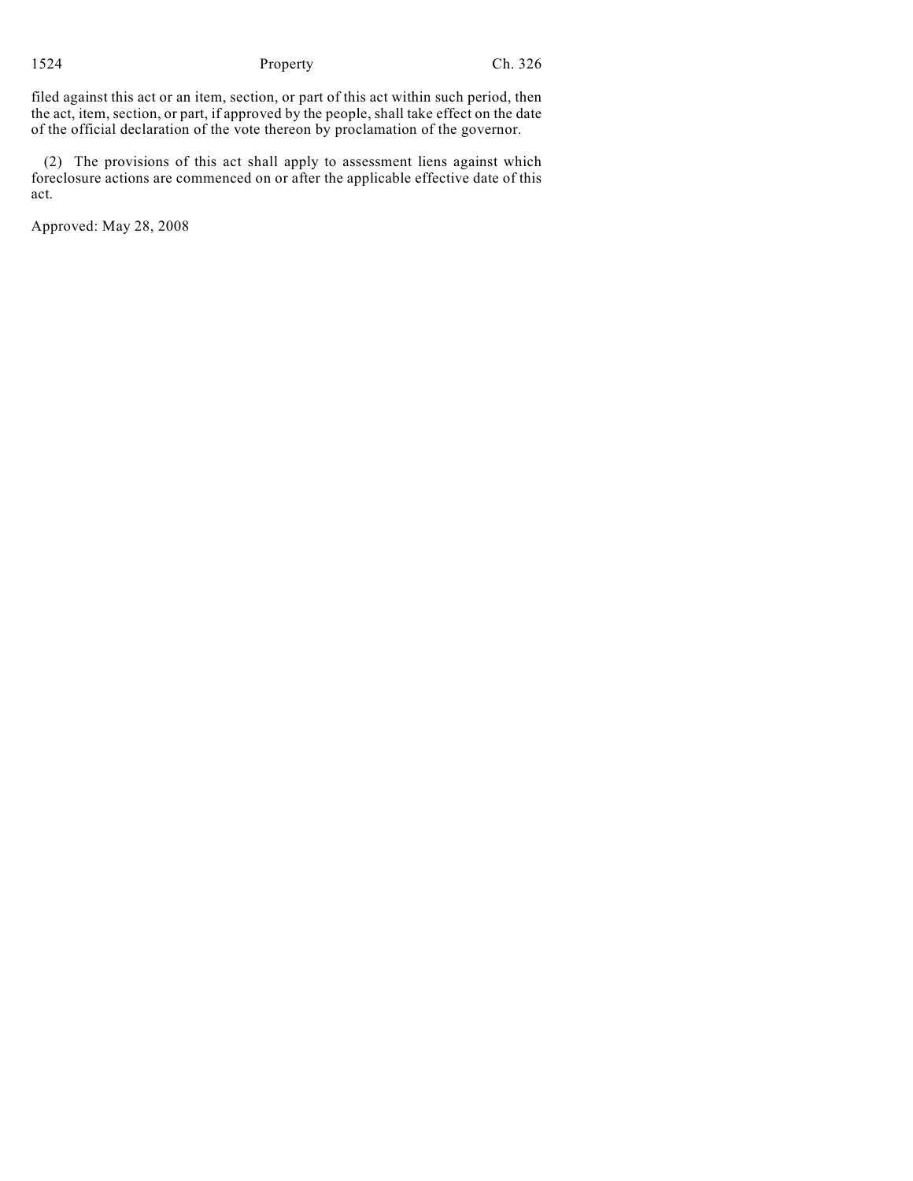filed against this act or an item, section, or part of this act within such period, then the act, item, section, or part, if approved by the people, shall take effect on the date of the official declaration of the vote thereon by proclamation of the governor.

(2) The provisions of this act shall apply to assessment liens against which foreclosure actions are commenced on or after the applicable effective date of this act.

Approved: May 28, 2008